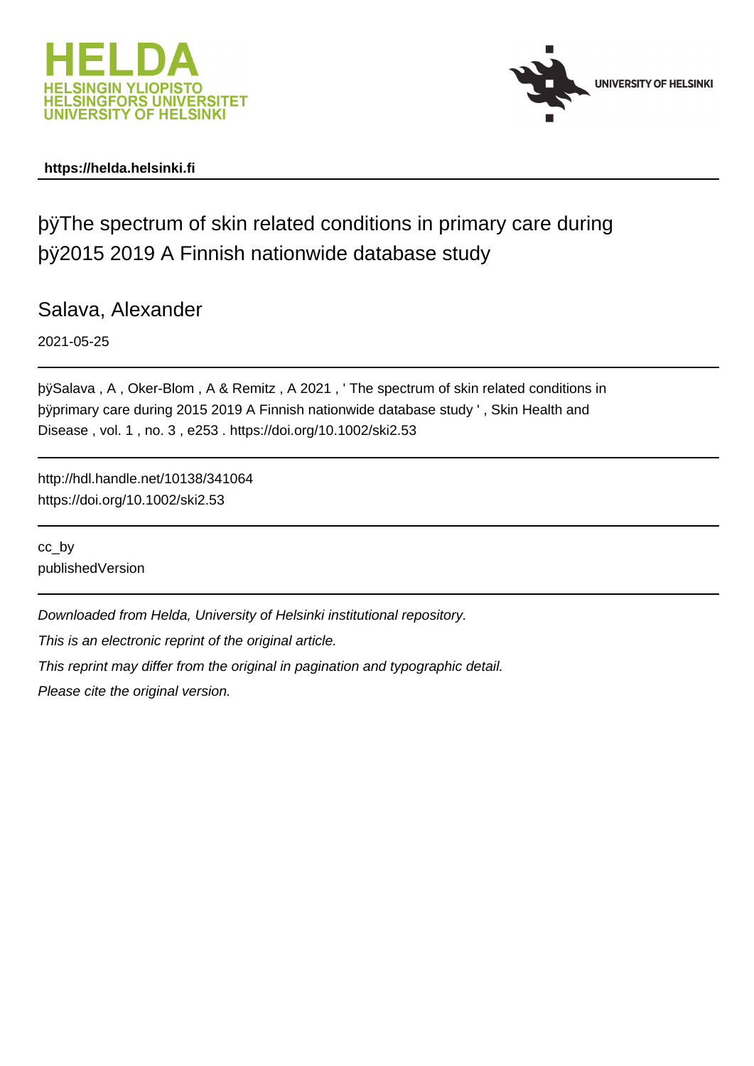HELDA
HELSINGIN YLIOPISTO
HELSINGFORS UNIVERSITET
UNIVERSITY OF HELSINKI

UNIVERSITY OF HELSINKI

**https://helda.helsinki.fi**

# þÿThe spectrum of skin related conditions in primary care during þÿ2015 2019 A Finnish nationwide database study

## Salava, Alexander

2021-05-25

þÿSalava , A , Oker-Blom , A & Remitz , A 2021 , ' The spectrum of skin related conditions in þÿprimary care during 2015 2019 A Finnish nationwide database study ' , Skin Health and Disease , vol. 1 , no. 3 , e253 . https://doi.org/10.1002/ski2.53

http://hdl.handle.net/10138/341064
https://doi.org/10.1002/ski2.53

cc_by
publishedVersion

*Downloaded from Helda, University of Helsinki institutional repository.*

*This is an electronic reprint of the original article.*

*This reprint may differ from the original in pagination and typographic detail.*

*Please cite the original version.*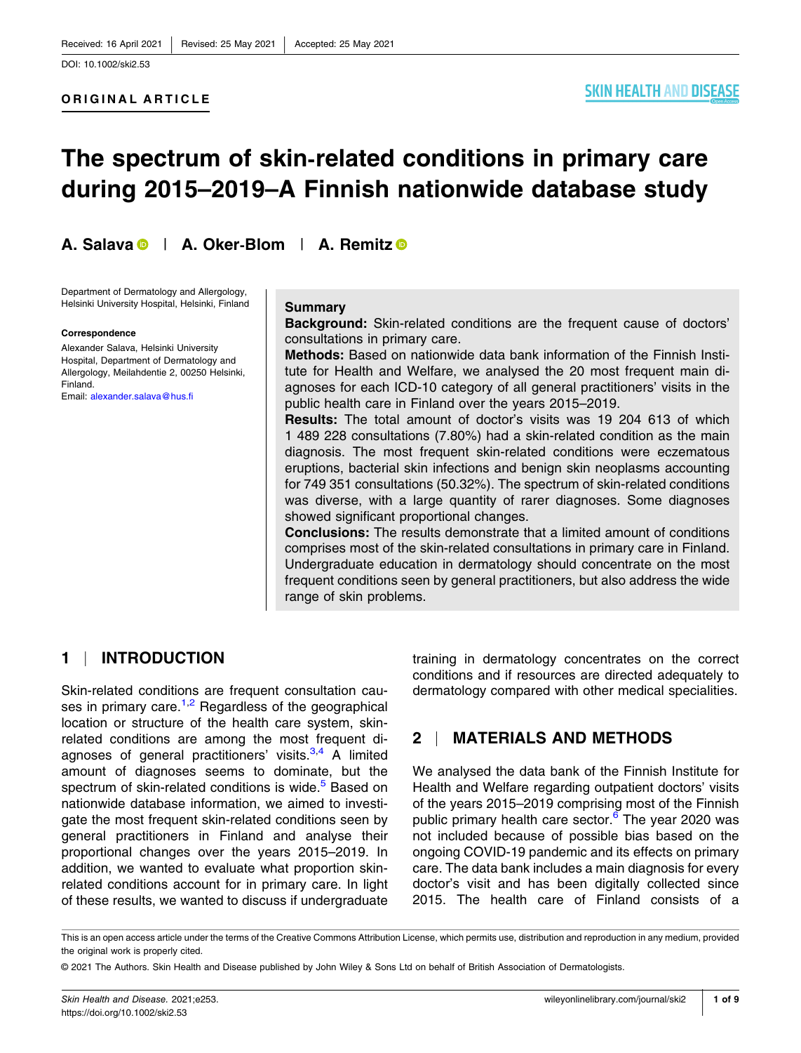Received: 16 April 2021 | Revised: 25 May 2021 | Accepted: 25 May 2021

DOI: 10.1002/ski2.53

**ORIGINAL ARTICLE**

# The spectrum of skin-related conditions in primary care during 2015–2019–A Finnish nationwide database study

**A. Salava** | **A. Oker-Blom** | **A. Remitz**

Department of Dermatology and Allergology, Helsinki University Hospital, Helsinki, Finland

**Correspondence**

Alexander Salava, Helsinki University Hospital, Department of Dermatology and Allergology, Meilahdentie 2, 00250 Helsinki, Finland.
Email: alexander.salava@hus.fi

## Summary

**Background:** Skin-related conditions are the frequent cause of doctors' consultations in primary care.

**Methods:** Based on nationwide data bank information of the Finnish Institute for Health and Welfare, we analysed the 20 most frequent main diagnoses for each ICD-10 category of all general practitioners' visits in the public health care in Finland over the years 2015–2019.

**Results:** The total amount of doctor's visits was 19 204 613 of which 1 489 228 consultations (7.80%) had a skin-related condition as the main diagnosis. The most frequent skin-related conditions were eczematous eruptions, bacterial skin infections and benign skin neoplasms accounting for 749 351 consultations (50.32%). The spectrum of skin-related conditions was diverse, with a large quantity of rarer diagnoses. Some diagnoses showed significant proportional changes.

**Conclusions:** The results demonstrate that a limited amount of conditions comprises most of the skin-related consultations in primary care in Finland. Undergraduate education in dermatology should concentrate on the most frequent conditions seen by general practitioners, but also address the wide range of skin problems.

## 1 | INTRODUCTION

Skin-related conditions are frequent consultation causes in primary care.[1,2] Regardless of the geographical location or structure of the health care system, skin-related conditions are among the most frequent diagnoses of general practitioners' visits.[3,4] A limited amount of diagnoses seems to dominate, but the spectrum of skin-related conditions is wide.[5] Based on nationwide database information, we aimed to investigate the most frequent skin-related conditions seen by general practitioners in Finland and analyse their proportional changes over the years 2015–2019. In addition, we wanted to evaluate what proportion skin-related conditions account for in primary care. In light of these results, we wanted to discuss if undergraduate training in dermatology concentrates on the correct conditions and if resources are directed adequately to dermatology compared with other medical specialities.

## 2 | MATERIALS AND METHODS

We analysed the data bank of the Finnish Institute for Health and Welfare regarding outpatient doctors' visits of the years 2015–2019 comprising most of the Finnish public primary health care sector.[6] The year 2020 was not included because of possible bias based on the ongoing COVID-19 pandemic and its effects on primary care. The data bank includes a main diagnosis for every doctor's visit and has been digitally collected since 2015. The health care of Finland consists of a

This is an open access article under the terms of the Creative Commons Attribution License, which permits use, distribution and reproduction in any medium, provided the original work is properly cited.

© 2021 The Authors. Skin Health and Disease published by John Wiley & Sons Ltd on behalf of British Association of Dermatologists.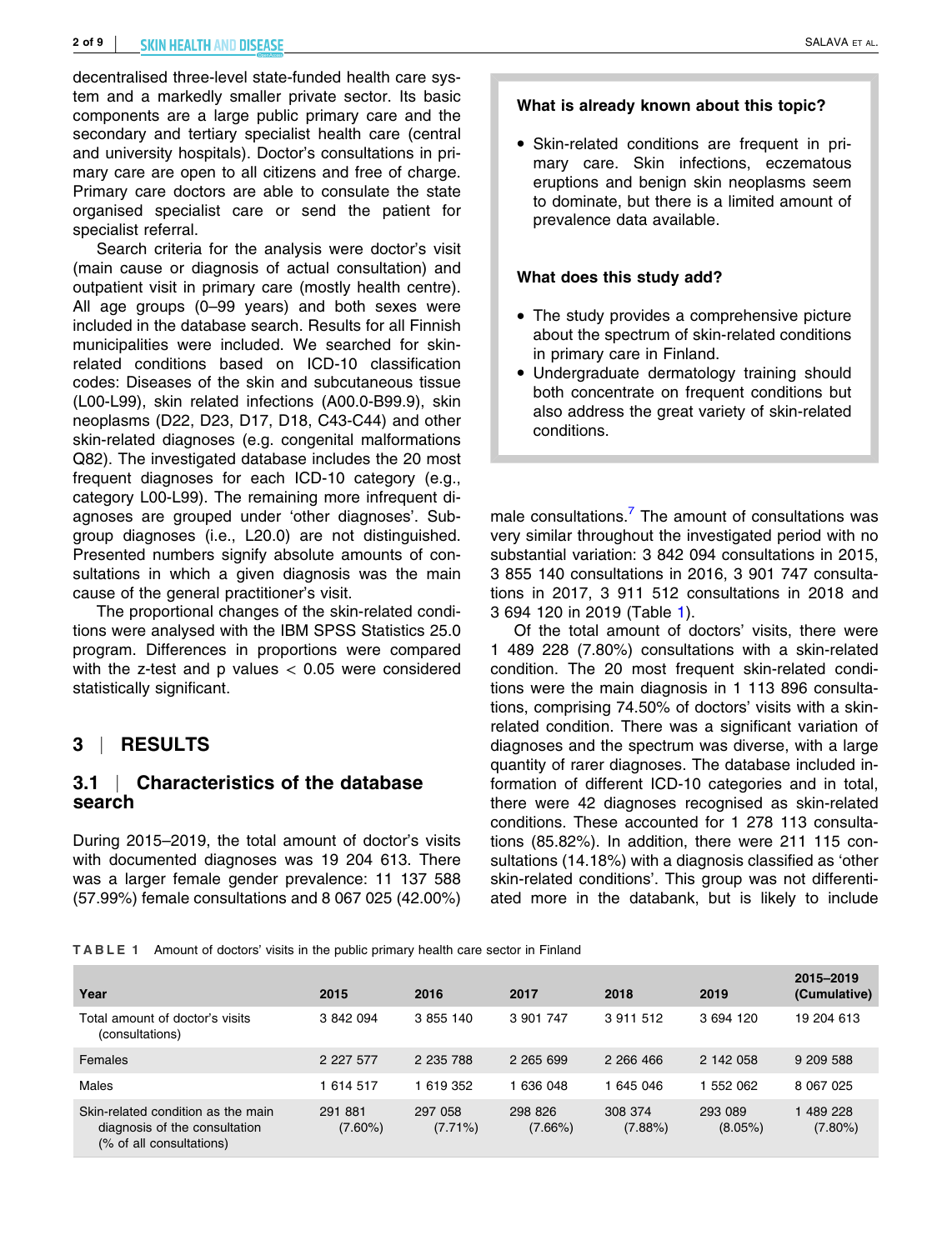decentralised three-level state-funded health care system and a markedly smaller private sector. Its basic components are a large public primary care and the secondary and tertiary specialist health care (central and university hospitals). Doctor's consultations in primary care are open to all citizens and free of charge. Primary care doctors are able to consulate the state organised specialist care or send the patient for specialist referral.

Search criteria for the analysis were doctor's visit (main cause or diagnosis of actual consultation) and outpatient visit in primary care (mostly health centre). All age groups (0–99 years) and both sexes were included in the database search. Results for all Finnish municipalities were included. We searched for skin-related conditions based on ICD-10 classification codes: Diseases of the skin and subcutaneous tissue (L00-L99), skin related infections (A00.0-B99.9), skin neoplasms (D22, D23, D17, D18, C43-C44) and other skin-related diagnoses (e.g. congenital malformations Q82). The investigated database includes the 20 most frequent diagnoses for each ICD-10 category (e.g., category L00-L99). The remaining more infrequent diagnoses are grouped under 'other diagnoses'. Subgroup diagnoses (i.e., L20.0) are not distinguished. Presented numbers signify absolute amounts of consultations in which a given diagnosis was the main cause of the general practitioner's visit.

The proportional changes of the skin-related conditions were analysed with the IBM SPSS Statistics 25.0 program. Differences in proportions were compared with the z-test and p values < 0.05 were considered statistically significant.

**What is already known about this topic?**

- Skin-related conditions are frequent in primary care. Skin infections, eczematous eruptions and benign skin neoplasms seem to dominate, but there is a limited amount of prevalence data available.

**What does this study add?**

- The study provides a comprehensive picture about the spectrum of skin-related conditions in primary care in Finland.
- Undergraduate dermatology training should both concentrate on frequent conditions but also address the great variety of skin-related conditions.

## 3 | RESULTS

### 3.1 | Characteristics of the database search

During 2015–2019, the total amount of doctor's visits with documented diagnoses was 19 204 613. There was a larger female gender prevalence: 11 137 588 (57.99%) female consultations and 8 067 025 (42.00%) male consultations.[7] The amount of consultations was very similar throughout the investigated period with no substantial variation: 3 842 094 consultations in 2015, 3 855 140 consultations in 2016, 3 901 747 consultations in 2017, 3 911 512 consultations in 2018 and 3 694 120 in 2019 (Table 1).

Of the total amount of doctors' visits, there were 1 489 228 (7.80%) consultations with a skin-related condition. The 20 most frequent skin-related conditions were the main diagnosis in 1 113 896 consultations, comprising 74.50% of doctors' visits with a skin-related condition. There was a significant variation of diagnoses and the spectrum was diverse, with a large quantity of rarer diagnoses. The database included information of different ICD-10 categories and in total, there were 42 diagnoses recognised as skin-related conditions. These accounted for 1 278 113 consultations (85.82%). In addition, there were 211 115 consultations (14.18%) with a diagnosis classified as 'other skin-related conditions'. This group was not differentiated more in the databank, but is likely to include

TABLE 1 Amount of doctors' visits in the public primary health care sector in Finland

| Year | 2015 | 2016 | 2017 | 2018 | 2019 | 2015–2019 (Cumulative) |
|---|---|---|---|---|---|---|
| Total amount of doctor's visits (consultations) | 3 842 094 | 3 855 140 | 3 901 747 | 3 911 512 | 3 694 120 | 19 204 613 |
| Females | 2 227 577 | 2 235 788 | 2 265 699 | 2 266 466 | 2 142 058 | 9 209 588 |
| Males | 1 614 517 | 1 619 352 | 1 636 048 | 1 645 046 | 1 552 062 | 8 067 025 |
| Skin-related condition as the main diagnosis of the consultation (% of all consultations) | 291 881 (7.60%) | 297 058 (7.71%) | 298 826 (7.66%) | 308 374 (7.88%) | 293 089 (8.05%) | 1 489 228 (7.80%) |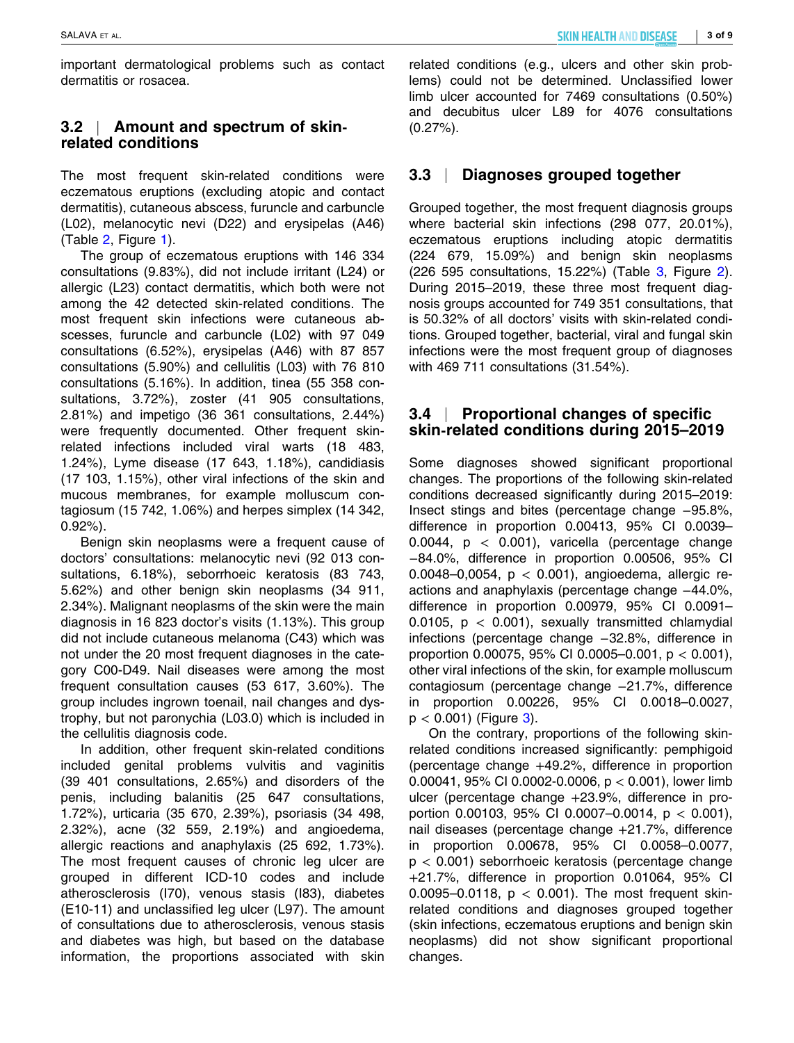important dermatological problems such as contact dermatitis or rosacea.

### 3.2 | Amount and spectrum of skin-related conditions

The most frequent skin-related conditions were eczematous eruptions (excluding atopic and contact dermatitis), cutaneous abscess, furuncle and carbuncle (L02), melanocytic nevi (D22) and erysipelas (A46) (Table 2, Figure 1).

The group of eczematous eruptions with 146 334 consultations (9.83%), did not include irritant (L24) or allergic (L23) contact dermatitis, which both were not among the 42 detected skin-related conditions. The most frequent skin infections were cutaneous abscesses, furuncle and carbuncle (L02) with 97 049 consultations (6.52%), erysipelas (A46) with 87 857 consultations (5.90%) and cellulitis (L03) with 76 810 consultations (5.16%). In addition, tinea (55 358 consultations, 3.72%), zoster (41 905 consultations, 2.81%) and impetigo (36 361 consultations, 2.44%) were frequently documented. Other frequent skin-related infections included viral warts (18 483, 1.24%), Lyme disease (17 643, 1.18%), candidiasis (17 103, 1.15%), other viral infections of the skin and mucous membranes, for example molluscum contagiosum (15 742, 1.06%) and herpes simplex (14 342, 0.92%).

Benign skin neoplasms were a frequent cause of doctors' consultations: melanocytic nevi (92 013 consultations, 6.18%), seborrhoeic keratosis (83 743, 5.62%) and other benign skin neoplasms (34 911, 2.34%). Malignant neoplasms of the skin were the main diagnosis in 16 823 doctor's visits (1.13%). This group did not include cutaneous melanoma (C43) which was not under the 20 most frequent diagnoses in the category C00-D49. Nail diseases were among the most frequent consultation causes (53 617, 3.60%). The group includes ingrown toenail, nail changes and dystrophy, but not paronychia (L03.0) which is included in the cellulitis diagnosis code.

In addition, other frequent skin-related conditions included genital problems vulvitis and vaginitis (39 401 consultations, 2.65%) and disorders of the penis, including balanitis (25 647 consultations, 1.72%), urticaria (35 670, 2.39%), psoriasis (34 498, 2.32%), acne (32 559, 2.19%) and angioedema, allergic reactions and anaphylaxis (25 692, 1.73%). The most frequent causes of chronic leg ulcer are grouped in different ICD-10 codes and include atherosclerosis (I70), venous stasis (I83), diabetes (E10-11) and unclassified leg ulcer (L97). The amount of consultations due to atherosclerosis, venous stasis and diabetes was high, but based on the database information, the proportions associated with skin related conditions (e.g., ulcers and other skin problems) could not be determined. Unclassified lower limb ulcer accounted for 7469 consultations (0.50%) and decubitus ulcer L89 for 4076 consultations (0.27%).

### 3.3 | Diagnoses grouped together

Grouped together, the most frequent diagnosis groups where bacterial skin infections (298 077, 20.01%), eczematous eruptions including atopic dermatitis (224 679, 15.09%) and benign skin neoplasms (226 595 consultations, 15.22%) (Table 3, Figure 2). During 2015–2019, these three most frequent diagnosis groups accounted for 749 351 consultations, that is 50.32% of all doctors' visits with skin-related conditions. Grouped together, bacterial, viral and fungal skin infections were the most frequent group of diagnoses with 469 711 consultations (31.54%).

### 3.4 | Proportional changes of specific skin-related conditions during 2015–2019

Some diagnoses showed significant proportional changes. The proportions of the following skin-related conditions decreased significantly during 2015–2019: Insect stings and bites (percentage change −95.8%, difference in proportion 0.00413, 95% CI 0.0039–0.0044, $p < 0.001$), varicella (percentage change −84.0%, difference in proportion 0.00506, 95% CI 0.0048–0,0054, $p < 0.001$), angioedema, allergic reactions and anaphylaxis (percentage change −44.0%, difference in proportion 0.00979, 95% CI 0.0091–0.0105, $p < 0.001$), sexually transmitted chlamydial infections (percentage change −32.8%, difference in proportion 0.00075, 95% CI 0.0005–0.001, $p < 0.001$), other viral infections of the skin, for example molluscum contagiosum (percentage change −21.7%, difference in proportion 0.00226, 95% CI 0.0018–0.0027, $p < 0.001$) (Figure 3).

On the contrary, proportions of the following skin-related conditions increased significantly: pemphigoid (percentage change +49.2%, difference in proportion 0.00041, 95% CI 0.0002-0.0006, $p < 0.001$), lower limb ulcer (percentage change +23.9%, difference in proportion 0.00103, 95% CI 0.0007–0.0014, $p < 0.001$), nail diseases (percentage change +21.7%, difference in proportion 0.00678, 95% CI 0.0058–0.0077, $p < 0.001$) seborrhoeic keratosis (percentage change +21.7%, difference in proportion 0.01064, 95% CI 0.0095–0.0118, $p < 0.001$). The most frequent skin-related conditions and diagnoses grouped together (skin infections, eczematous eruptions and benign skin neoplasms) did not show significant proportional changes.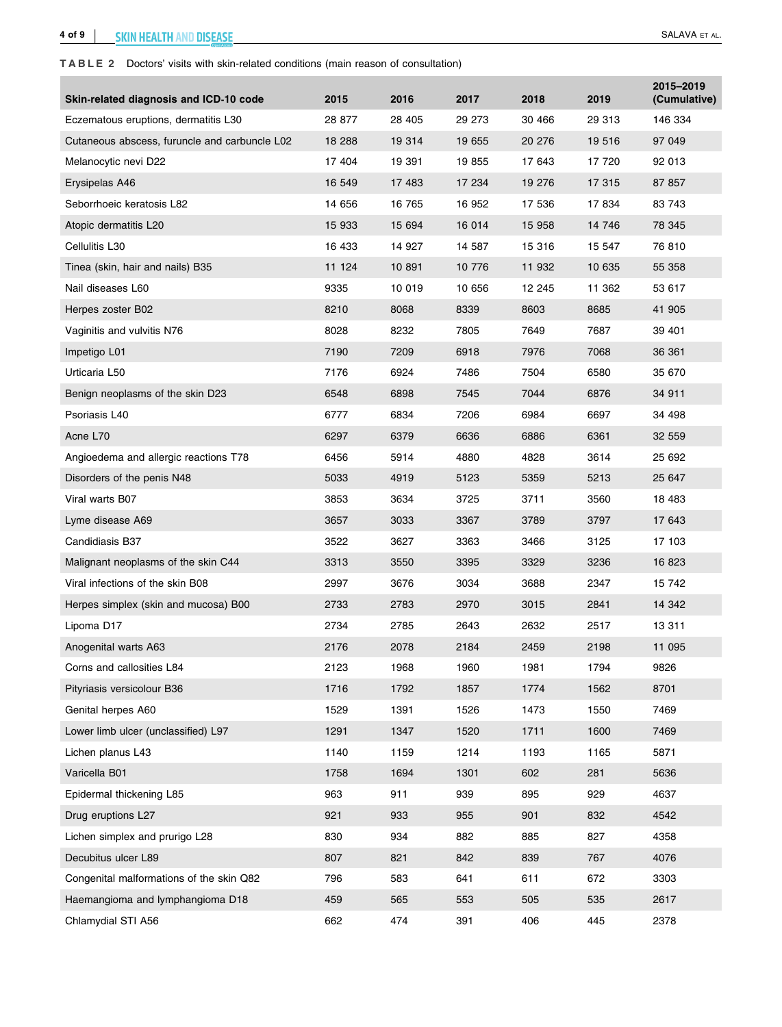**TABLE 2** Doctors' visits with skin-related conditions (main reason of consultation)

| Skin-related diagnosis and ICD-10 code | 2015 | 2016 | 2017 | 2018 | 2019 | 2015–2019 (Cumulative) |
|---|---|---|---|---|---|---|
| Eczematous eruptions, dermatitis L30 | 28 877 | 28 405 | 29 273 | 30 466 | 29 313 | 146 334 |
| Cutaneous abscess, furuncle and carbuncle L02 | 18 288 | 19 314 | 19 655 | 20 276 | 19 516 | 97 049 |
| Melanocytic nevi D22 | 17 404 | 19 391 | 19 855 | 17 643 | 17 720 | 92 013 |
| Erysipelas A46 | 16 549 | 17 483 | 17 234 | 19 276 | 17 315 | 87 857 |
| Seborrhoeic keratosis L82 | 14 656 | 16 765 | 16 952 | 17 536 | 17 834 | 83 743 |
| Atopic dermatitis L20 | 15 933 | 15 694 | 16 014 | 15 958 | 14 746 | 78 345 |
| Cellulitis L30 | 16 433 | 14 927 | 14 587 | 15 316 | 15 547 | 76 810 |
| Tinea (skin, hair and nails) B35 | 11 124 | 10 891 | 10 776 | 11 932 | 10 635 | 55 358 |
| Nail diseases L60 | 9335 | 10 019 | 10 656 | 12 245 | 11 362 | 53 617 |
| Herpes zoster B02 | 8210 | 8068 | 8339 | 8603 | 8685 | 41 905 |
| Vaginitis and vulvitis N76 | 8028 | 8232 | 7805 | 7649 | 7687 | 39 401 |
| Impetigo L01 | 7190 | 7209 | 6918 | 7976 | 7068 | 36 361 |
| Urticaria L50 | 7176 | 6924 | 7486 | 7504 | 6580 | 35 670 |
| Benign neoplasms of the skin D23 | 6548 | 6898 | 7545 | 7044 | 6876 | 34 911 |
| Psoriasis L40 | 6777 | 6834 | 7206 | 6984 | 6697 | 34 498 |
| Acne L70 | 6297 | 6379 | 6636 | 6886 | 6361 | 32 559 |
| Angioedema and allergic reactions T78 | 6456 | 5914 | 4880 | 4828 | 3614 | 25 692 |
| Disorders of the penis N48 | 5033 | 4919 | 5123 | 5359 | 5213 | 25 647 |
| Viral warts B07 | 3853 | 3634 | 3725 | 3711 | 3560 | 18 483 |
| Lyme disease A69 | 3657 | 3033 | 3367 | 3789 | 3797 | 17 643 |
| Candidiasis B37 | 3522 | 3627 | 3363 | 3466 | 3125 | 17 103 |
| Malignant neoplasms of the skin C44 | 3313 | 3550 | 3395 | 3329 | 3236 | 16 823 |
| Viral infections of the skin B08 | 2997 | 3676 | 3034 | 3688 | 2347 | 15 742 |
| Herpes simplex (skin and mucosa) B00 | 2733 | 2783 | 2970 | 3015 | 2841 | 14 342 |
| Lipoma D17 | 2734 | 2785 | 2643 | 2632 | 2517 | 13 311 |
| Anogenital warts A63 | 2176 | 2078 | 2184 | 2459 | 2198 | 11 095 |
| Corns and callosities L84 | 2123 | 1968 | 1960 | 1981 | 1794 | 9826 |
| Pityriasis versicolour B36 | 1716 | 1792 | 1857 | 1774 | 1562 | 8701 |
| Genital herpes A60 | 1529 | 1391 | 1526 | 1473 | 1550 | 7469 |
| Lower limb ulcer (unclassified) L97 | 1291 | 1347 | 1520 | 1711 | 1600 | 7469 |
| Lichen planus L43 | 1140 | 1159 | 1214 | 1193 | 1165 | 5871 |
| Varicella B01 | 1758 | 1694 | 1301 | 602 | 281 | 5636 |
| Epidermal thickening L85 | 963 | 911 | 939 | 895 | 929 | 4637 |
| Drug eruptions L27 | 921 | 933 | 955 | 901 | 832 | 4542 |
| Lichen simplex and prurigo L28 | 830 | 934 | 882 | 885 | 827 | 4358 |
| Decubitus ulcer L89 | 807 | 821 | 842 | 839 | 767 | 4076 |
| Congenital malformations of the skin Q82 | 796 | 583 | 641 | 611 | 672 | 3303 |
| Haemangioma and lymphangioma D18 | 459 | 565 | 553 | 505 | 535 | 2617 |
| Chlamydial STI A56 | 662 | 474 | 391 | 406 | 445 | 2378 |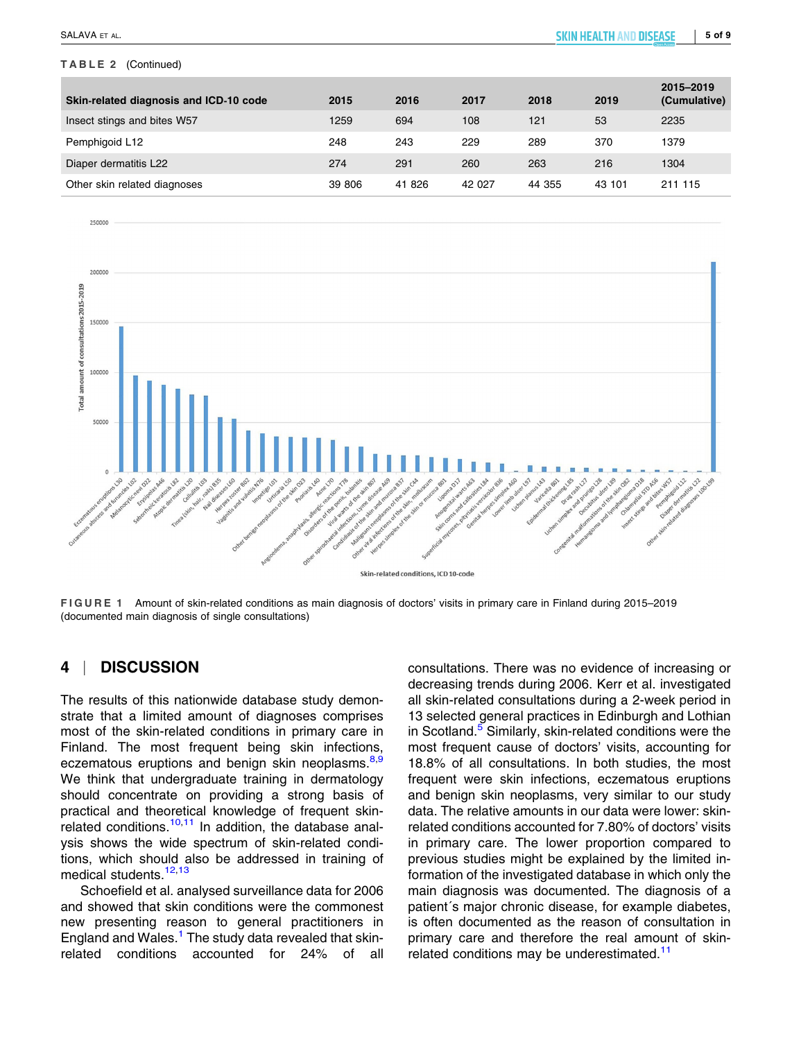**TABLE 2** (Continued)

| Skin-related diagnosis and ICD-10 code | 2015 | 2016 | 2017 | 2018 | 2019 | 2015–2019 (Cumulative) |
|---|---|---|---|---|---|---|
| Insect stings and bites W57 | 1259 | 694 | 108 | 121 | 53 | 2235 |
| Pemphigoid L12 | 248 | 243 | 229 | 289 | 370 | 1379 |
| Diaper dermatitis L22 | 274 | 291 | 260 | 263 | 216 | 1304 |
| Other skin related diagnoses | 39 806 | 41 826 | 42 027 | 44 355 | 43 101 | 211 115 |

**FIGURE 1** Amount of skin-related conditions as main diagnosis of doctors' visits in primary care in Finland during 2015–2019 (documented main diagnosis of single consultations)

## 4 | DISCUSSION

The results of this nationwide database study demonstrate that a limited amount of diagnoses comprises most of the skin-related conditions in primary care in Finland. The most frequent being skin infections, eczematous eruptions and benign skin neoplasms.[8,9] We think that undergraduate training in dermatology should concentrate on providing a strong basis of practical and theoretical knowledge of frequent skin-related conditions.[10,11] In addition, the database analysis shows the wide spectrum of skin-related conditions, which should also be addressed in training of medical students.[12,13]

Schoefield et al. analysed surveillance data for 2006 and showed that skin conditions were the commonest new presenting reason to general practitioners in England and Wales.[1] The study data revealed that skin-related conditions accounted for 24% of all consultations. There was no evidence of increasing or decreasing trends during 2006. Kerr et al. investigated all skin-related consultations during a 2-week period in 13 selected general practices in Edinburgh and Lothian in Scotland.[5] Similarly, skin-related conditions were the most frequent cause of doctors' visits, accounting for 18.8% of all consultations. In both studies, the most frequent were skin infections, eczematous eruptions and benign skin neoplasms, very similar to our study data. The relative amounts in our data were lower: skin-related conditions accounted for 7.80% of doctors' visits in primary care. The lower proportion compared to previous studies might be explained by the limited information of the investigated database in which only the main diagnosis was documented. The diagnosis of a patient´s major chronic disease, for example diabetes, is often documented as the reason of consultation in primary care and therefore the real amount of skin-related conditions may be underestimated.[11]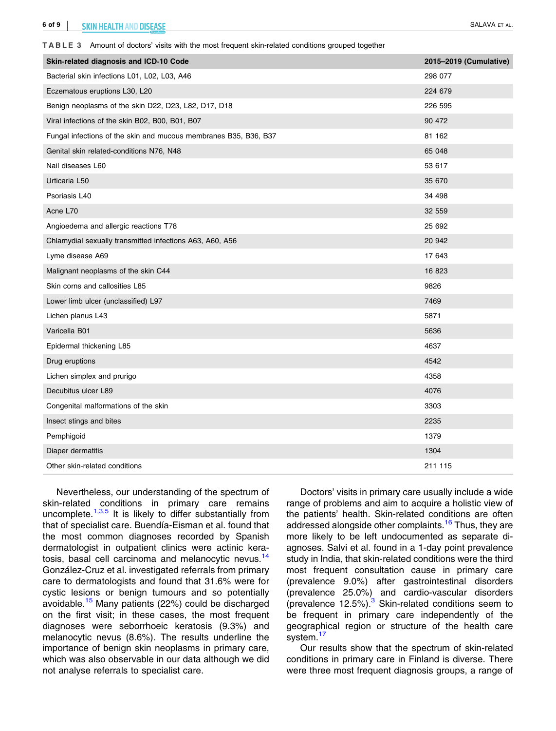**TABLE 3** Amount of doctors' visits with the most frequent skin-related conditions grouped together

| Skin-related diagnosis and ICD-10 Code | 2015–2019 (Cumulative) |
|---|---|
| Bacterial skin infections L01, L02, L03, A46 | 298 077 |
| Eczematous eruptions L30, L20 | 224 679 |
| Benign neoplasms of the skin D22, D23, L82, D17, D18 | 226 595 |
| Viral infections of the skin B02, B00, B01, B07 | 90 472 |
| Fungal infections of the skin and mucous membranes B35, B36, B37 | 81 162 |
| Genital skin related-conditions N76, N48 | 65 048 |
| Nail diseases L60 | 53 617 |
| Urticaria L50 | 35 670 |
| Psoriasis L40 | 34 498 |
| Acne L70 | 32 559 |
| Angioedema and allergic reactions T78 | 25 692 |
| Chlamydial sexually transmitted infections A63, A60, A56 | 20 942 |
| Lyme disease A69 | 17 643 |
| Malignant neoplasms of the skin C44 | 16 823 |
| Skin corns and callosities L85 | 9826 |
| Lower limb ulcer (unclassified) L97 | 7469 |
| Lichen planus L43 | 5871 |
| Varicella B01 | 5636 |
| Epidermal thickening L85 | 4637 |
| Drug eruptions | 4542 |
| Lichen simplex and prurigo | 4358 |
| Decubitus ulcer L89 | 4076 |
| Congenital malformations of the skin | 3303 |
| Insect stings and bites | 2235 |
| Pemphigoid | 1379 |
| Diaper dermatitis | 1304 |
| Other skin-related conditions | 211 115 |

Nevertheless, our understanding of the spectrum of skin-related conditions in primary care remains uncomplete.[1,3,5] It is likely to differ substantially from that of specialist care. Buendía-Eisman et al. found that the most common diagnoses recorded by Spanish dermatologist in outpatient clinics were actinic keratosis, basal cell carcinoma and melanocytic nevus.[14] González-Cruz et al. investigated referrals from primary care to dermatologists and found that 31.6% were for cystic lesions or benign tumours and so potentially avoidable.[15] Many patients (22%) could be discharged on the first visit; in these cases, the most frequent diagnoses were seborrhoeic keratosis (9.3%) and melanocytic nevus (8.6%). The results underline the importance of benign skin neoplasms in primary care, which was also observable in our data although we did not analyse referrals to specialist care.

Doctors' visits in primary care usually include a wide range of problems and aim to acquire a holistic view of the patients' health. Skin-related conditions are often addressed alongside other complaints.[16] Thus, they are more likely to be left undocumented as separate diagnoses. Salvi et al. found in a 1-day point prevalence study in India, that skin-related conditions were the third most frequent consultation cause in primary care (prevalence 9.0%) after gastrointestinal disorders (prevalence 25.0%) and cardio-vascular disorders (prevalence 12.5%).[3] Skin-related conditions seem to be frequent in primary care independently of the geographical region or structure of the health care system.[17]

Our results show that the spectrum of skin-related conditions in primary care in Finland is diverse. There were three most frequent diagnosis groups, a range of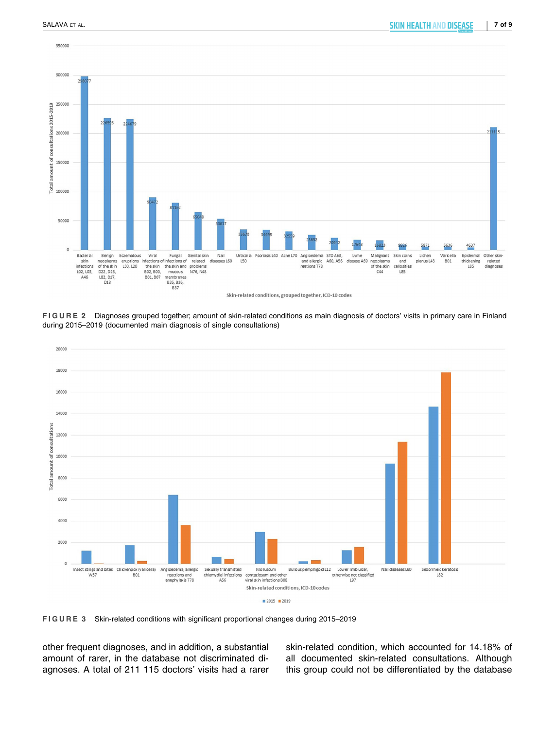FIGURE 2 Diagnoses grouped together; amount of skin-related conditions as main diagnosis of doctors' visits in primary care in Finland during 2015–2019 (documented main diagnosis of single consultations)

FIGURE 3 Skin-related conditions with significant proportional changes during 2015–2019

other frequent diagnoses, and in addition, a substantial amount of rarer, in the database not discriminated diagnoses. A total of 211 115 doctors' visits had a rarer skin-related condition, which accounted for 14.18% of all documented skin-related consultations. Although this group could not be differentiated by the database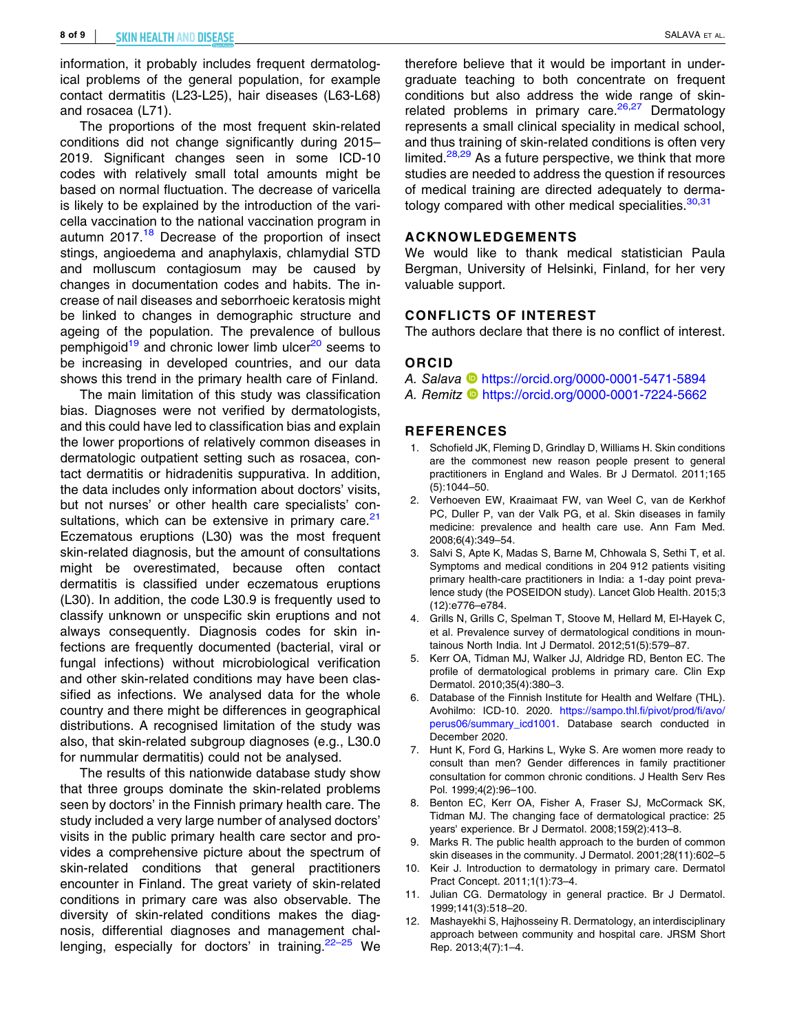information, it probably includes frequent dermatological problems of the general population, for example contact dermatitis (L23-L25), hair diseases (L63-L68) and rosacea (L71).

The proportions of the most frequent skin-related conditions did not change significantly during 2015–2019. Significant changes seen in some ICD-10 codes with relatively small total amounts might be based on normal fluctuation. The decrease of varicella is likely to be explained by the introduction of the varicella vaccination to the national vaccination program in autumn 2017.[18] Decrease of the proportion of insect stings, angioedema and anaphylaxis, chlamydial STD and molluscum contagiosum may be caused by changes in documentation codes and habits. The increase of nail diseases and seborrhoeic keratosis might be linked to changes in demographic structure and ageing of the population. The prevalence of bullous pemphigoid[19] and chronic lower limb ulcer[20] seems to be increasing in developed countries, and our data shows this trend in the primary health care of Finland.

The main limitation of this study was classification bias. Diagnoses were not verified by dermatologists, and this could have led to classification bias and explain the lower proportions of relatively common diseases in dermatologic outpatient setting such as rosacea, contact dermatitis or hidradenitis suppurativa. In addition, the data includes only information about doctors' visits, but not nurses' or other health care specialists' consultations, which can be extensive in primary care.[21] Eczematous eruptions (L30) was the most frequent skin-related diagnosis, but the amount of consultations might be overestimated, because often contact dermatitis is classified under eczematous eruptions (L30). In addition, the code L30.9 is frequently used to classify unknown or unspecific skin eruptions and not always consequently. Diagnosis codes for skin infections are frequently documented (bacterial, viral or fungal infections) without microbiological verification and other skin-related conditions may have been classified as infections. We analysed data for the whole country and there might be differences in geographical distributions. A recognised limitation of the study was also, that skin-related subgroup diagnoses (e.g., L30.0 for nummular dermatitis) could not be analysed.

The results of this nationwide database study show that three groups dominate the skin-related problems seen by doctors' in the Finnish primary health care. The study included a very large number of analysed doctors' visits in the public primary health care sector and provides a comprehensive picture about the spectrum of skin-related conditions that general practitioners encounter in Finland. The great variety of skin-related conditions in primary care was also observable. The diversity of skin-related conditions makes the diagnosis, differential diagnoses and management challenging, especially for doctors' in training.[22–25] We therefore believe that it would be important in undergraduate teaching to both concentrate on frequent conditions but also address the wide range of skin-related problems in primary care.[26,27] Dermatology represents a small clinical speciality in medical school, and thus training of skin-related conditions is often very limited.[28,29] As a future perspective, we think that more studies are needed to address the question if resources of medical training are directed adequately to dermatology compared with other medical specialities.[30,31]

## ACKNOWLEDGEMENTS

We would like to thank medical statistician Paula Bergman, University of Helsinki, Finland, for her very valuable support.

## CONFLICTS OF INTEREST

The authors declare that there is no conflict of interest.

## ORCID

*A. Salava* https://orcid.org/0000-0001-5471-5894
*A. Remitz* https://orcid.org/0000-0001-7224-5662

## REFERENCES

1. Schofield JK, Fleming D, Grindlay D, Williams H. Skin conditions are the commonest new reason people present to general practitioners in England and Wales. Br J Dermatol. 2011;165(5):1044–50.
2. Verhoeven EW, Kraaimaat FW, van Weel C, van de Kerkhof PC, Duller P, van der Valk PG, et al. Skin diseases in family medicine: prevalence and health care use. Ann Fam Med. 2008;6(4):349–54.
3. Salvi S, Apte K, Madas S, Barne M, Chhowala S, Sethi T, et al. Symptoms and medical conditions in 204 912 patients visiting primary health-care practitioners in India: a 1-day point prevalence study (the POSEIDON study). Lancet Glob Health. 2015;3(12):e776–e784.
4. Grills N, Grills C, Spelman T, Stoove M, Hellard M, El-Hayek C, et al. Prevalence survey of dermatological conditions in mountainous North India. Int J Dermatol. 2012;51(5):579–87.
5. Kerr OA, Tidman MJ, Walker JJ, Aldridge RD, Benton EC. The profile of dermatological problems in primary care. Clin Exp Dermatol. 2010;35(4):380–3.
6. Database of the Finnish Institute for Health and Welfare (THL). Avohilmo: ICD-10. 2020. https://sampo.thl.fi/pivot/prod/fi/avo/perus06/summary_icd1001. Database search conducted in December 2020.
7. Hunt K, Ford G, Harkins L, Wyke S. Are women more ready to consult than men? Gender differences in family practitioner consultation for common chronic conditions. J Health Serv Res Pol. 1999;4(2):96–100.
8. Benton EC, Kerr OA, Fisher A, Fraser SJ, McCormack SK, Tidman MJ. The changing face of dermatological practice: 25 years' experience. Br J Dermatol. 2008;159(2):413–8.
9. Marks R. The public health approach to the burden of common skin diseases in the community. J Dermatol. 2001;28(11):602–5
10. Keir J. Introduction to dermatology in primary care. Dermatol Pract Concept. 2011;1(1):73–4.
11. Julian CG. Dermatology in general practice. Br J Dermatol. 1999;141(3):518–20.
12. Mashayekhi S, Hajhosseiny R. Dermatology, an interdisciplinary approach between community and hospital care. JRSM Short Rep. 2013;4(7):1–4.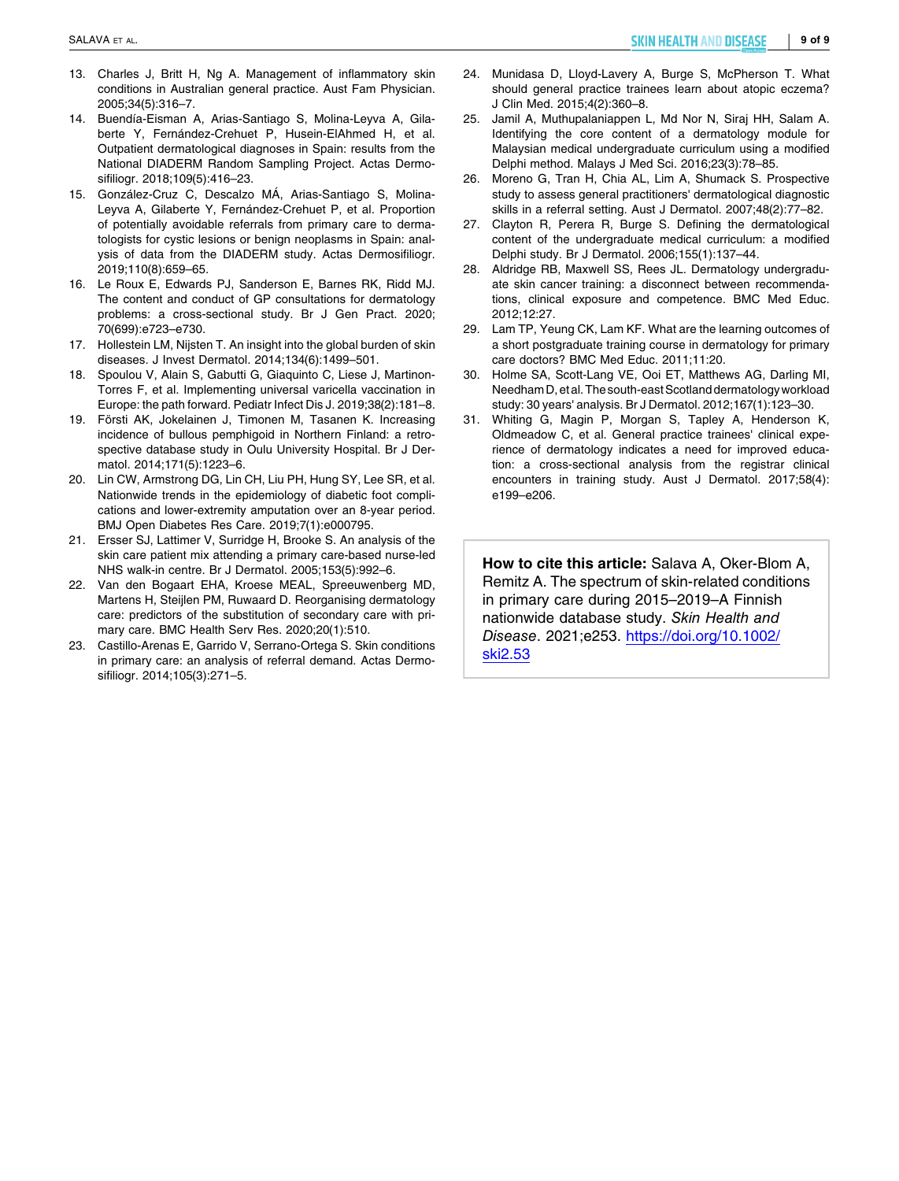13. Charles J, Britt H, Ng A. Management of inflammatory skin conditions in Australian general practice. Aust Fam Physician. 2005;34(5):316–7.
14. Buendía-Eisman A, Arias-Santiago S, Molina-Leyva A, Gilaberte Y, Fernández-Crehuet P, Husein-ElAhmed H, et al. Outpatient dermatological diagnoses in Spain: results from the National DIADERM Random Sampling Project. Actas Dermosifiliogr. 2018;109(5):416–23.
15. González-Cruz C, Descalzo MÁ, Arias-Santiago S, Molina-Leyva A, Gilaberte Y, Fernández-Crehuet P, et al. Proportion of potentially avoidable referrals from primary care to dermatologists for cystic lesions or benign neoplasms in Spain: analysis of data from the DIADERM study. Actas Dermosifiliogr. 2019;110(8):659–65.
16. Le Roux E, Edwards PJ, Sanderson E, Barnes RK, Ridd MJ. The content and conduct of GP consultations for dermatology problems: a cross-sectional study. Br J Gen Pract. 2020; 70(699):e723–e730.
17. Hollestein LM, Nijsten T. An insight into the global burden of skin diseases. J Invest Dermatol. 2014;134(6):1499–501.
18. Spoulou V, Alain S, Gabutti G, Giaquinto C, Liese J, Martinon-Torres F, et al. Implementing universal varicella vaccination in Europe: the path forward. Pediatr Infect Dis J. 2019;38(2):181–8.
19. Försti AK, Jokelainen J, Timonen M, Tasanen K. Increasing incidence of bullous pemphigoid in Northern Finland: a retrospective database study in Oulu University Hospital. Br J Dermatol. 2014;171(5):1223–6.
20. Lin CW, Armstrong DG, Lin CH, Liu PH, Hung SY, Lee SR, et al. Nationwide trends in the epidemiology of diabetic foot complications and lower-extremity amputation over an 8-year period. BMJ Open Diabetes Res Care. 2019;7(1):e000795.
21. Ersser SJ, Lattimer V, Surridge H, Brooke S. An analysis of the skin care patient mix attending a primary care-based nurse-led NHS walk-in centre. Br J Dermatol. 2005;153(5):992–6.
22. Van den Bogaart EHA, Kroese MEAL, Spreeuwenberg MD, Martens H, Steijlen PM, Ruwaard D. Reorganising dermatology care: predictors of the substitution of secondary care with primary care. BMC Health Serv Res. 2020;20(1):510.
23. Castillo-Arenas E, Garrido V, Serrano-Ortega S. Skin conditions in primary care: an analysis of referral demand. Actas Dermosifiliogr. 2014;105(3):271–5.
24. Munidasa D, Lloyd-Lavery A, Burge S, McPherson T. What should general practice trainees learn about atopic eczema? J Clin Med. 2015;4(2):360–8.
25. Jamil A, Muthupalaniappen L, Md Nor N, Siraj HH, Salam A. Identifying the core content of a dermatology module for Malaysian medical undergraduate curriculum using a modified Delphi method. Malays J Med Sci. 2016;23(3):78–85.
26. Moreno G, Tran H, Chia AL, Lim A, Shumack S. Prospective study to assess general practitioners' dermatological diagnostic skills in a referral setting. Aust J Dermatol. 2007;48(2):77–82.
27. Clayton R, Perera R, Burge S. Defining the dermatological content of the undergraduate medical curriculum: a modified Delphi study. Br J Dermatol. 2006;155(1):137–44.
28. Aldridge RB, Maxwell SS, Rees JL. Dermatology undergraduate skin cancer training: a disconnect between recommendations, clinical exposure and competence. BMC Med Educ. 2012;12:27.
29. Lam TP, Yeung CK, Lam KF. What are the learning outcomes of a short postgraduate training course in dermatology for primary care doctors? BMC Med Educ. 2011;11:20.
30. Holme SA, Scott-Lang VE, Ooi ET, Matthews AG, Darling MI, Needham D, et al. The south-east Scotland dermatology workload study: 30 years' analysis. Br J Dermatol. 2012;167(1):123–30.
31. Whiting G, Magin P, Morgan S, Tapley A, Henderson K, Oldmeadow C, et al. General practice trainees' clinical experience of dermatology indicates a need for improved education: a cross-sectional analysis from the registrar clinical encounters in training study. Aust J Dermatol. 2017;58(4): e199–e206.

**How to cite this article:** Salava A, Oker-Blom A, Remitz A. The spectrum of skin-related conditions in primary care during 2015–2019–A Finnish nationwide database study. *Skin Health and Disease*. 2021;e253. https://doi.org/10.1002/ski2.53